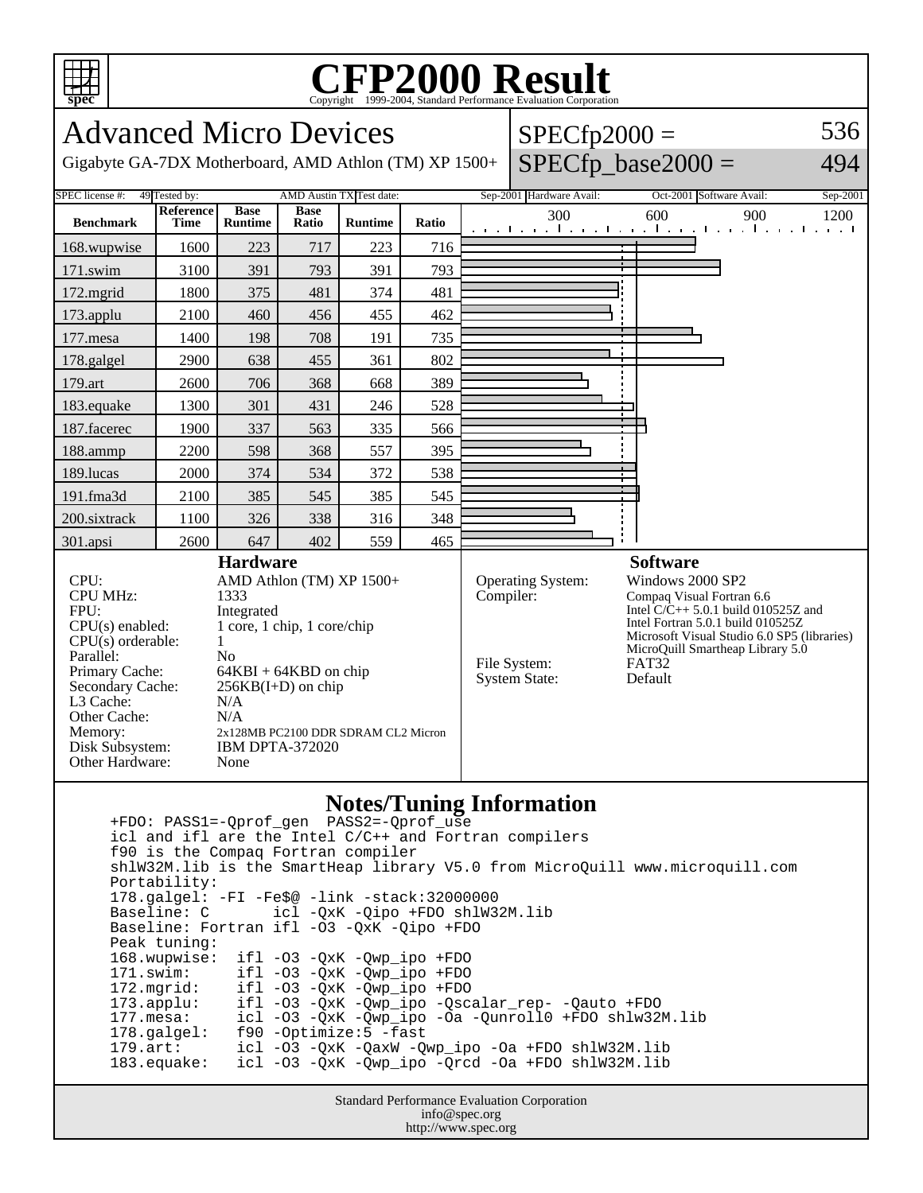# CFP2000 Result

Copyright 1999-2004, Standard Performance Evaluation Corporation

## Advanced Micro Devices

Gigabyte GA-7DX Motherboard, AMD Athlon (TM) XP 1500+

SPECfp2000 = 536

SPECfp_base2000 = 494

SPEC license #: 49 | Tested by: AMD Austin TX | Test date: Sep-2001 | Hardware Avail: Oct-2001 | Software Avail: Sep-2001

| Benchmark | Reference Time | Base Runtime | Base Ratio | Runtime | Ratio |
|---|---|---|---|---|---|
| 168.wupwise | 1600 | 223 | 717 | 223 | 716 |
| 171.swim | 3100 | 391 | 793 | 391 | 793 |
| 172.mgrid | 1800 | 375 | 481 | 374 | 481 |
| 173.applu | 2100 | 460 | 456 | 455 | 462 |
| 177.mesa | 1400 | 198 | 708 | 191 | 735 |
| 178.galgel | 2900 | 638 | 455 | 361 | 802 |
| 179.art | 2600 | 706 | 368 | 668 | 389 |
| 183.equake | 1300 | 301 | 431 | 246 | 528 |
| 187.facerec | 1900 | 337 | 563 | 335 | 566 |
| 188.ammp | 2200 | 598 | 368 | 557 | 395 |
| 189.lucas | 2000 | 374 | 534 | 372 | 538 |
| 191.fma3d | 2100 | 385 | 545 | 385 | 545 |
| 200.sixtrack | 1100 | 326 | 338 | 316 | 348 |
| 301.apsi | 2600 | 647 | 402 | 559 | 465 |

### Hardware

| | |
|---|---|
| CPU: | AMD Athlon (TM) XP 1500+ |
| CPU MHz: | 1333 |
| FPU: | Integrated |
| CPU(s) enabled: | 1 core, 1 chip, 1 core/chip |
| CPU(s) orderable: | 1 |
| Parallel: | No |
| Primary Cache: | 64KBI + 64KBD on chip |
| Secondary Cache: | 256KB(I+D) on chip |
| L3 Cache: | N/A |
| Other Cache: | N/A |
| Memory: | 2x128MB PC2100 DDR SDRAM CL2 Micron |
| Disk Subsystem: | IBM DPTA-372020 |
| Other Hardware: | None |

### Software

| | |
|---|---|
| Operating System: | Windows 2000 SP2 |
| Compiler: | Compaq Visual Fortran 6.6<br>Intel C/C++ 5.0.1 build 010525Z and<br>Intel Fortran 5.0.1 build 010525Z<br>Microsoft Visual Studio 6.0 SP5 (libraries)<br>MicroQuill Smartheap Library 5.0 |
| File System: | FAT32 |
| System State: | Default |

### Notes/Tuning Information

```
+FDO: PASS1=-Qprof_gen  PASS2=-Qprof_use
icl and ifl are the Intel C/C++ and Fortran compilers
f90 is the Compaq Fortran compiler
shlW32M.lib is the SmartHeap library V5.0 from MicroQuill www.microquill.com
Portability:
178.galgel: -FI -Fe$@ -link -stack:32000000
Baseline: C       icl -QxK -Qipo +FDO shlW32M.lib
Baseline: Fortran ifl -O3 -QxK -Qipo +FDO
Peak tuning:
168.wupwise:  ifl -O3 -QxK -Qwp_ipo +FDO
171.swim:     ifl -O3 -QxK -Qwp_ipo +FDO
172.mgrid:    ifl -O3 -QxK -Qwp_ipo +FDO
173.applu:    ifl -O3 -QxK -Qwp_ipo -Qscalar_rep- -Qauto +FDO
177.mesa:     icl -O3 -QxK -Qwp_ipo -Oa -Qunroll0 +FDO shlw32M.lib
178.galgel:   f90 -Optimize:5 -fast
179.art:      icl -O3 -QxK -QaxW -Qwp_ipo -Oa +FDO shlW32M.lib
183.equake:   icl -O3 -QxK -Qwp_ipo -Qrcd -Oa +FDO shlW32M.lib
```

Standard Performance Evaluation Corporation
info@spec.org
http://www.spec.org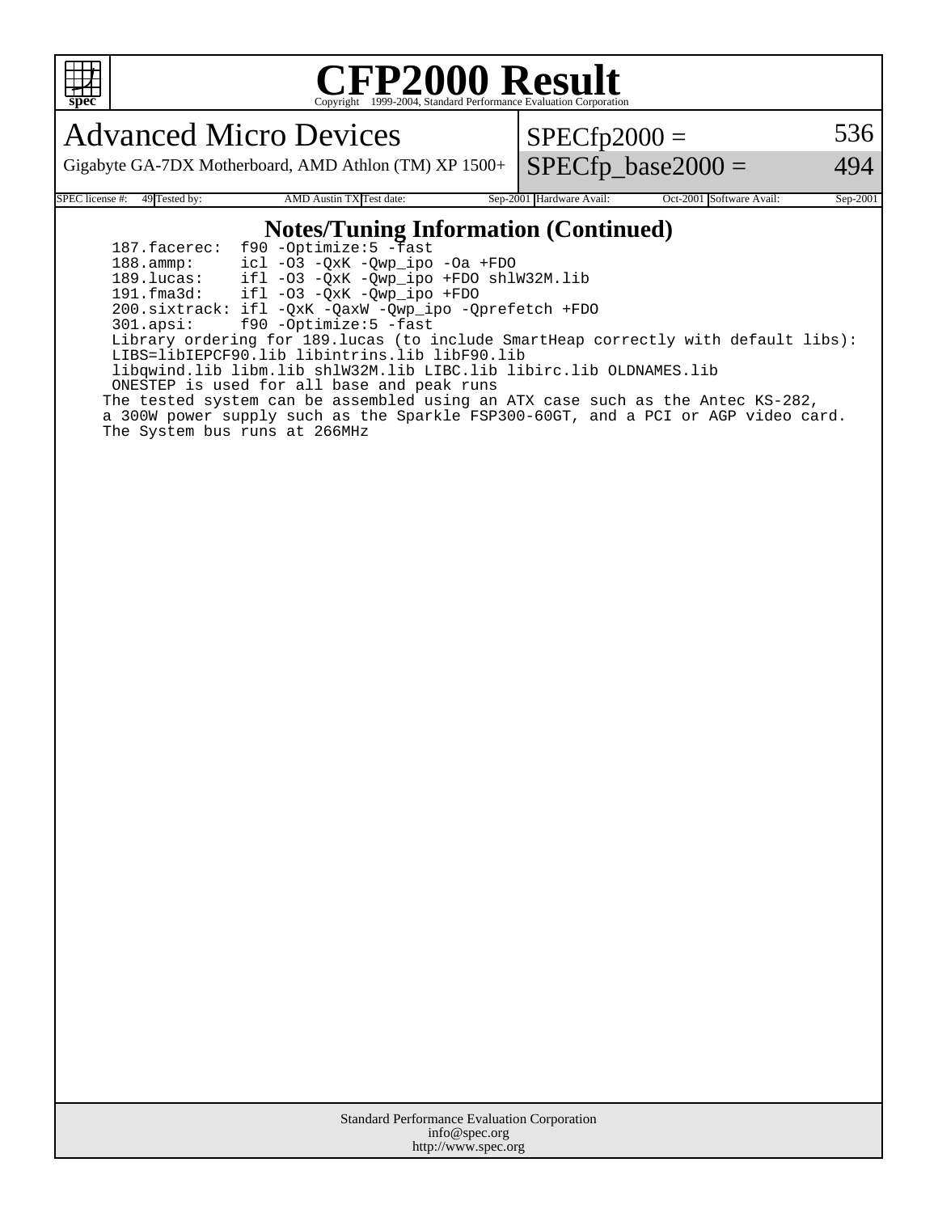# CFP2000 Result

Copyright 1999-2004, Standard Performance Evaluation Corporation

## Advanced Micro Devices

Gigabyte GA-7DX Motherboard, AMD Athlon (TM) XP 1500+

SPECfp2000 = 536

SPECfp_base2000 = 494

| SPEC license #: | 49 | Tested by: | AMD Austin TX | Test date: | Sep-2001 | Hardware Avail: | Oct-2001 | Software Avail: | Sep-2001 |
|---|---|---|---|---|---|---|---|---|---|

### Notes/Tuning Information (Continued)

```
 187.facerec:  f90 -Optimize:5 -fast
 188.ammp:     icl -O3 -QxK -Qwp_ipo -Oa +FDO
 189.lucas:    ifl -O3 -QxK -Qwp_ipo +FDO shlW32M.lib
 191.fma3d:    ifl -O3 -QxK -Qwp_ipo +FDO
 200.sixtrack: ifl -QxK -QaxW -Qwp_ipo -Qprefetch +FDO
 301.apsi:     f90 -Optimize:5 -fast
 Library ordering for 189.lucas (to include SmartHeap correctly with default libs):
 LIBS=libIEPCF90.lib libintrins.lib libF90.lib
 libqwind.lib libm.lib shlW32M.lib LIBC.lib libirc.lib OLDNAMES.lib
 ONESTEP is used for all base and peak runs
The tested system can be assembled using an ATX case such as the Antec KS-282,
a 300W power supply such as the Sparkle FSP300-60GT, and a PCI or AGP video card.
The System bus runs at 266MHz
```

Standard Performance Evaluation Corporation
info@spec.org
http://www.spec.org